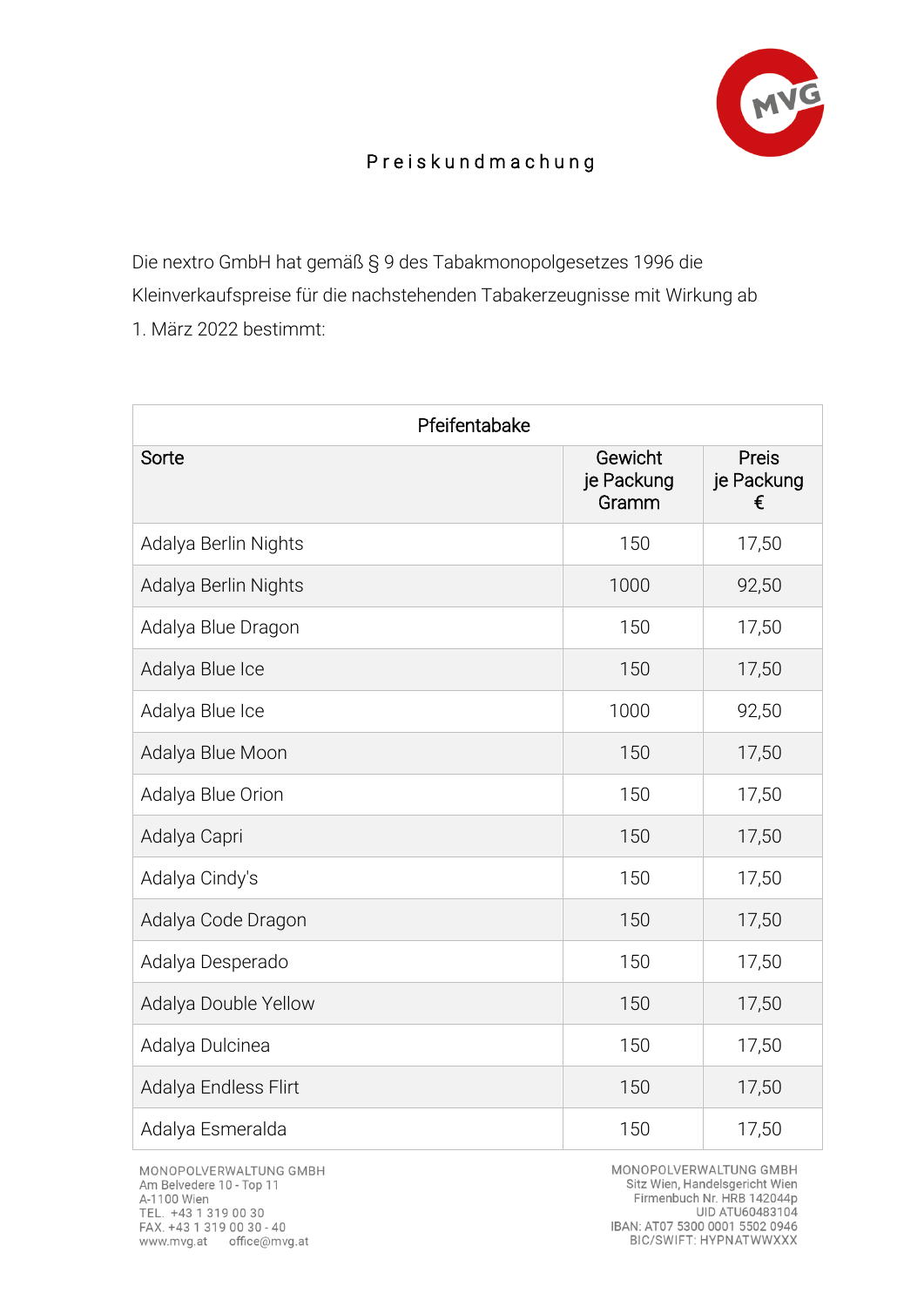# Preiskundmachung

Die nextro GmbH hat gemäß § 9 des Tabakmonopolgesetzes 1996 die Kleinverkaufspreise für die nachstehenden Tabakerzeugnisse mit Wirkung ab 1. März 2022 bestimmt:

| Pfeifentabake | | |
|---|---|---|
| Sorte | Gewicht je Packung Gramm | Preis je Packung € |
| Adalya Berlin Nights | 150 | 17,50 |
| Adalya Berlin Nights | 1000 | 92,50 |
| Adalya Blue Dragon | 150 | 17,50 |
| Adalya Blue Ice | 150 | 17,50 |
| Adalya Blue Ice | 1000 | 92,50 |
| Adalya Blue Moon | 150 | 17,50 |
| Adalya Blue Orion | 150 | 17,50 |
| Adalya Capri | 150 | 17,50 |
| Adalya Cindy's | 150 | 17,50 |
| Adalya Code Dragon | 150 | 17,50 |
| Adalya Desperado | 150 | 17,50 |
| Adalya Double Yellow | 150 | 17,50 |
| Adalya Dulcinea | 150 | 17,50 |
| Adalya Endless Flirt | 150 | 17,50 |
| Adalya Esmeralda | 150 | 17,50 |

MONOPOLVERWALTUNG GMBH
Am Belvedere 10 - Top 11
A-1100 Wien
TEL. +43 1 319 00 30
FAX. +43 1 319 00 30 - 40
www.mvg.at office@mvg.at

MONOPOLVERWALTUNG GMBH
Sitz Wien, Handelsgericht Wien
Firmenbuch Nr. HRB 142044p
UID ATU60483104
IBAN: AT07 5300 0001 5502 0946
BIC/SWIFT: HYPNATWWXXX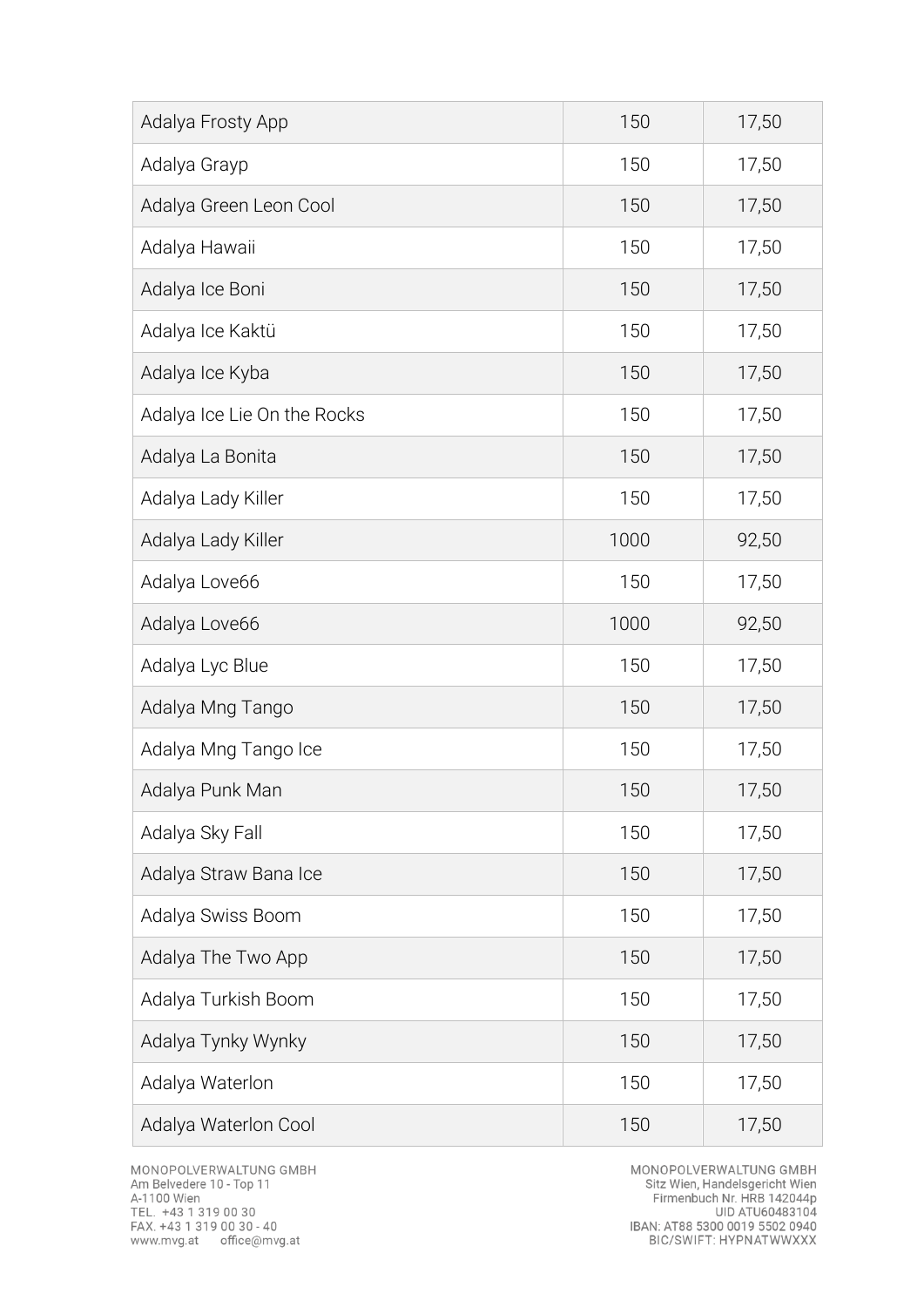| Adalya Frosty App | 150 | 17,50 |
|---|---|---|
| Adalya Grayp | 150 | 17,50 |
| Adalya Green Leon Cool | 150 | 17,50 |
| Adalya Hawaii | 150 | 17,50 |
| Adalya Ice Boni | 150 | 17,50 |
| Adalya Ice Kaktü | 150 | 17,50 |
| Adalya Ice Kyba | 150 | 17,50 |
| Adalya Ice Lie On the Rocks | 150 | 17,50 |
| Adalya La Bonita | 150 | 17,50 |
| Adalya Lady Killer | 150 | 17,50 |
| Adalya Lady Killer | 1000 | 92,50 |
| Adalya Love66 | 150 | 17,50 |
| Adalya Love66 | 1000 | 92,50 |
| Adalya Lyc Blue | 150 | 17,50 |
| Adalya Mng Tango | 150 | 17,50 |
| Adalya Mng Tango Ice | 150 | 17,50 |
| Adalya Punk Man | 150 | 17,50 |
| Adalya Sky Fall | 150 | 17,50 |
| Adalya Straw Bana Ice | 150 | 17,50 |
| Adalya Swiss Boom | 150 | 17,50 |
| Adalya The Two App | 150 | 17,50 |
| Adalya Turkish Boom | 150 | 17,50 |
| Adalya Tynky Wynky | 150 | 17,50 |
| Adalya Waterlon | 150 | 17,50 |
| Adalya Waterlon Cool | 150 | 17,50 |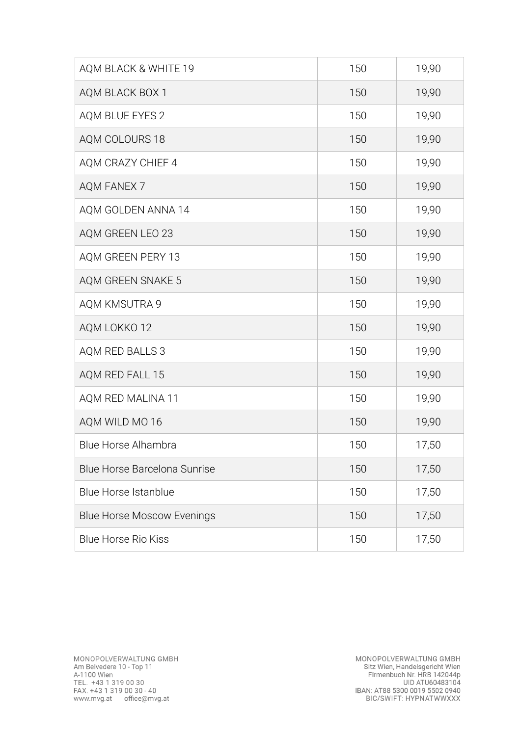| | | |
|---|---|---|
| AQM BLACK & WHITE 19 | 150 | 19,90 |
| AQM BLACK BOX 1 | 150 | 19,90 |
| AQM BLUE EYES 2 | 150 | 19,90 |
| AQM COLOURS 18 | 150 | 19,90 |
| AQM CRAZY CHIEF 4 | 150 | 19,90 |
| AQM FANEX 7 | 150 | 19,90 |
| AQM GOLDEN ANNA 14 | 150 | 19,90 |
| AQM GREEN LEO 23 | 150 | 19,90 |
| AQM GREEN PERY 13 | 150 | 19,90 |
| AQM GREEN SNAKE 5 | 150 | 19,90 |
| AQM KMSUTRA 9 | 150 | 19,90 |
| AQM LOKKO 12 | 150 | 19,90 |
| AQM RED BALLS 3 | 150 | 19,90 |
| AQM RED FALL 15 | 150 | 19,90 |
| AQM RED MALINA 11 | 150 | 19,90 |
| AQM WILD MO 16 | 150 | 19,90 |
| Blue Horse Alhambra | 150 | 17,50 |
| Blue Horse Barcelona Sunrise | 150 | 17,50 |
| Blue Horse Istanblue | 150 | 17,50 |
| Blue Horse Moscow Evenings | 150 | 17,50 |
| Blue Horse Rio Kiss | 150 | 17,50 |